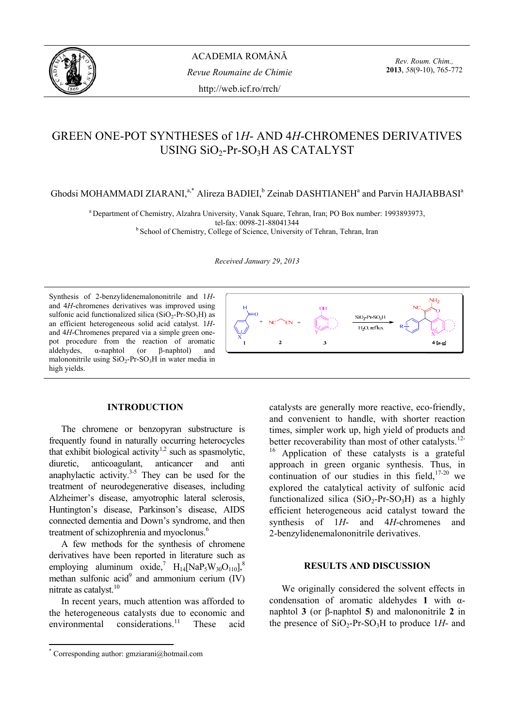# GREEN ONE-POT SYNTHESES of 1*H*- AND 4*H*-CHROMENES DERIVATIVES USING $SiO_2$-Pr-$SO_3H$ AS CATALYST

Ghodsi MOHAMMADI ZIARANI,[a,*] Alireza BADIEI,[b] Zeinab DASHTIANEH[a] and Parvin HAJIABBASI[a]

[a] Department of Chemistry, Alzahra University, Vanak Square, Tehran, Iran; PO Box number: 1993893973, tel-fax: 0098-21-88041344

[b] School of Chemistry, College of Science, University of Tehran, Tehran, Iran

*Received January 29, 2013*

Synthesis of 2-benzylidenemalononitrile and 1*H*- and 4*H*-chromenes derivatives was improved using sulfonic acid functionalized silica ($SiO_2$-Pr-$SO_3H$) as an efficient heterogeneous solid acid catalyst. 1*H*- and 4*H*-Chromenes prepared via a simple green one-pot procedure from the reaction of aromatic aldehydes, α-naphtol (or β-naphtol) and malononitrile using $SiO_2$-Pr-$SO_3H$ in water media in high yields.

## INTRODUCTION

The chromene or benzopyran substructure is frequently found in naturally occurring heterocycles that exhibit biological activity[1,2] such as spasmolytic, diuretic, anticoagulant, anticancer and anti anaphylactic activity.[3-5] They can be used for the treatment of neurodegenerative diseases, including Alzheimer's disease, amyotrophic lateral sclerosis, Huntington's disease, Parkinson's disease, AIDS connected dementia and Down's syndrome, and then treatment of schizophrenia and myoclonus.[6]

A few methods for the synthesis of chromene derivatives have been reported in literature such as employing aluminum oxide,[7] $H_{14}[NaP_5W_{30}O_{110}]$,[8] methan sulfonic acid[9] and ammonium cerium (IV) nitrate as catalyst.[10]

In recent years, much attention was afforded to the heterogeneous catalysts due to economic and environmental considerations.[11] These acid catalysts are generally more reactive, eco-friendly, and convenient to handle, with shorter reaction times, simpler work up, high yield of products and better recoverability than most of other catalysts.[12-16] Application of these catalysts is a grateful approach in green organic synthesis. Thus, in continuation of our studies in this field,[17-20] we explored the catalytical activity of sulfonic acid functionalized silica ($SiO_2$-Pr-$SO_3H$) as a highly efficient heterogeneous acid catalyst toward the synthesis of 1*H*- and 4*H*-chromenes and 2-benzylidenemalononitrile derivatives.

## RESULTS AND DISCUSSION

We originally considered the solvent effects in condensation of aromatic aldehydes **1** with α-naphtol **3** (or β-naphtol **5**) and malononitrile **2** in the presence of $SiO_2$-Pr-$SO_3H$ to produce 1*H*- and

* Corresponding author: gmziarani@hotmail.com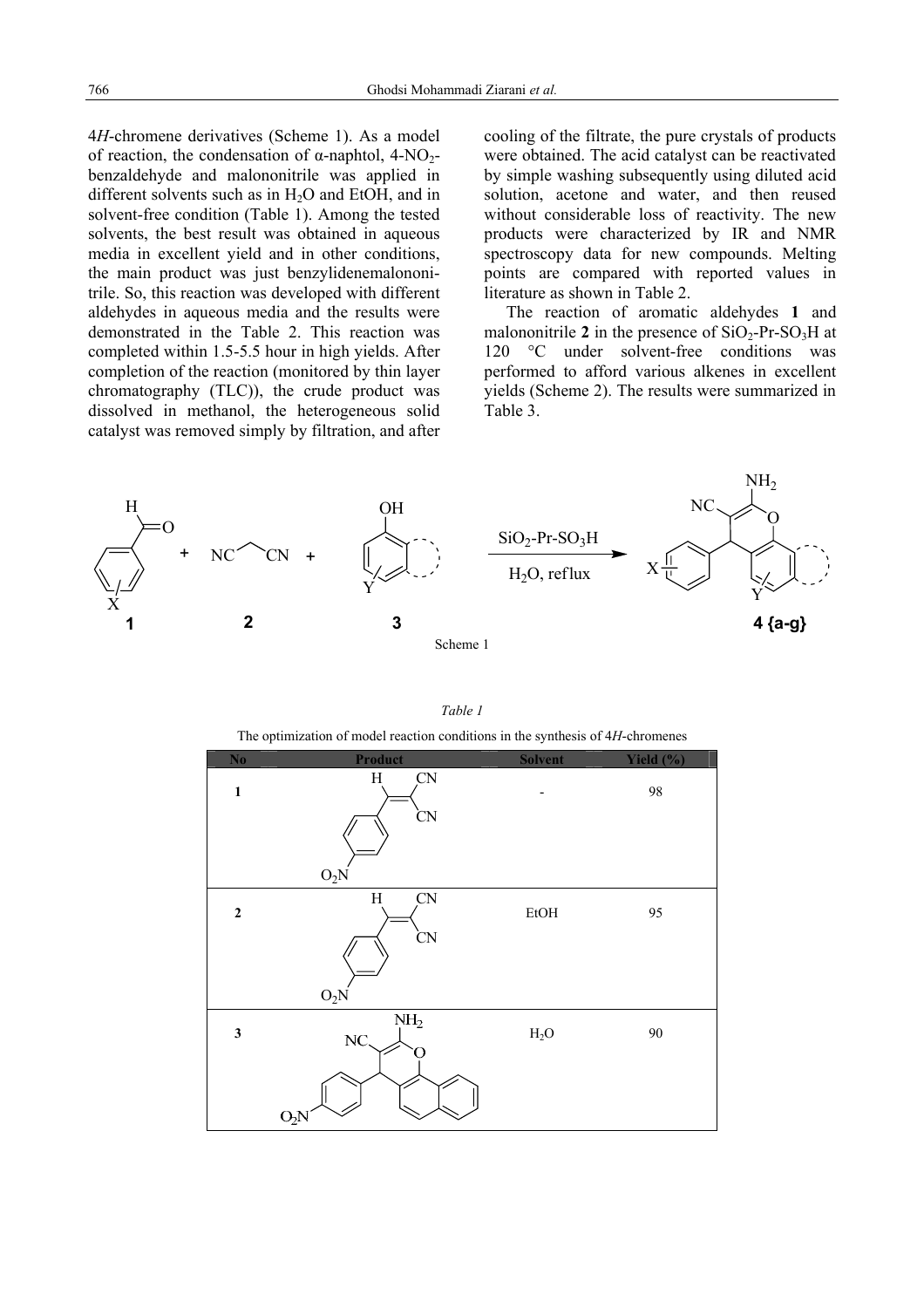4*H*-chromene derivatives (Scheme 1). As a model of reaction, the condensation of α-naphtol, 4-$NO_2$-benzaldehyde and malononitrile was applied in different solvents such as in $H_2O$ and EtOH, and in solvent-free condition (Table 1). Among the tested solvents, the best result was obtained in aqueous media in excellent yield and in other conditions, the main product was just benzylidenemalononitrile. So, this reaction was developed with different aldehydes in aqueous media and the results were demonstrated in the Table 2. This reaction was completed within 1.5-5.5 hour in high yields. After completion of the reaction (monitored by thin layer chromatography (TLC)), the crude product was dissolved in methanol, the heterogeneous solid catalyst was removed simply by filtration, and after cooling of the filtrate, the pure crystals of products were obtained. The acid catalyst can be reactivated by simple washing subsequently using diluted acid solution, acetone and water, and then reused without considerable loss of reactivity. The new products were characterized by IR and NMR spectroscopy data for new compounds. Melting points are compared with reported values in literature as shown in Table 2.

The reaction of aromatic aldehydes **1** and malononitrile **2** in the presence of $SiO_2$-Pr-$SO_3H$ at 120 °C under solvent-free conditions was performed to afford various alkenes in excellent yields (Scheme 2). The results were summarized in Table 3.

**1** + **2** + **3** → ($SiO_2$-Pr-$SO_3H$, $H_2O$, reflux) → **4 {a-g}**

Scheme 1

*Table 1*

The optimization of model reaction conditions in the synthesis of 4*H*-chromenes

| No | Product | Solvent | Yield (%) |
|---|---|---|---|
| 1 | 2-(4-nitrobenzylidene)malononitrile | - | 98 |
| 2 | 2-(4-nitrobenzylidene)malononitrile | EtOH | 95 |
| 3 | 2-amino-4-(4-nitrophenyl)-4*H*-benzo[h]chromene-3-carbonitrile | $H_2O$ | 90 |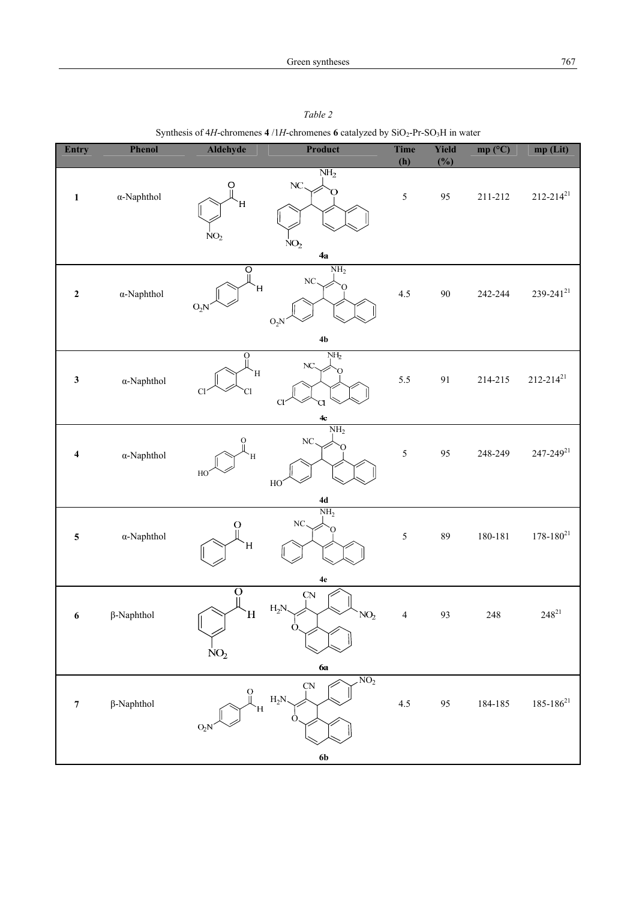*Table 2*

Synthesis of 4*H*-chromenes **4** /1*H*-chromenes **6** catalyzed by $SiO_2$-Pr-$SO_3H$ in water

| Entry | Phenol | Aldehyde | Product | Time (h) | Yield (%) | mp (°C) | mp (Lit) |
|---|---|---|---|---|---|---|---|
| **1** | α-Naphthol | | **4a** | 5 | 95 | 211-212 | 212-214[21] |
| **2** | α-Naphthol | | **4b** | 4.5 | 90 | 242-244 | 239-241[21] |
| **3** | α-Naphthol | | **4c** | 5.5 | 91 | 214-215 | 212-214[21] |
| **4** | α-Naphthol | | **4d** | 5 | 95 | 248-249 | 247-249[21] |
| **5** | α-Naphthol | | **4e** | 5 | 89 | 180-181 | 178-180[21] |
| **6** | β-Naphthol | | **6a** | 4 | 93 | 248 | 248[21] |
| **7** | β-Naphthol | | **6b** | 4.5 | 95 | 184-185 | 185-186[21] |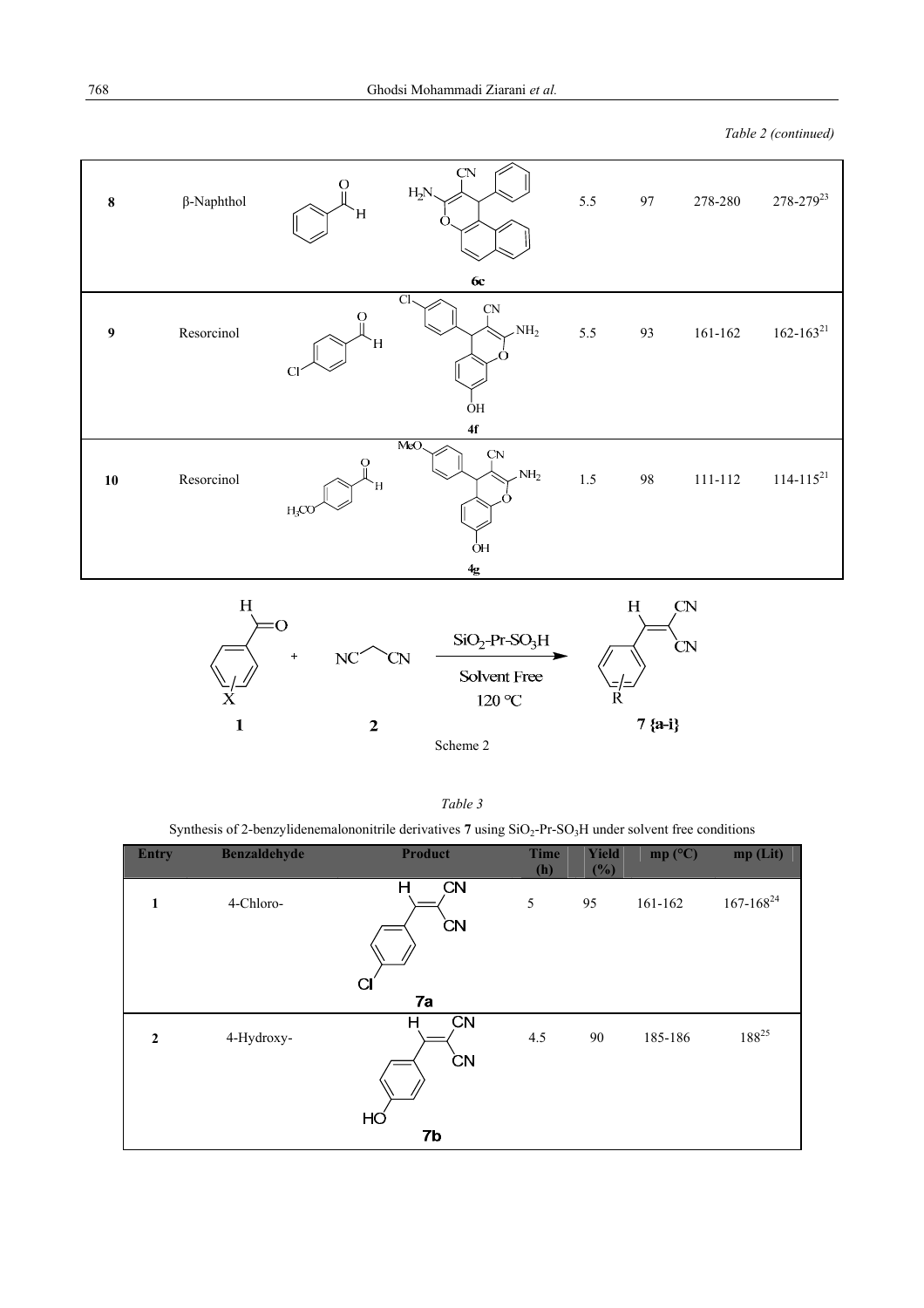*Table 2 (continued)*

| | | | | | | | |
|---|---|---|---|---|---|---|---|
| **8** | β-Naphthol | | **6c** | 5.5 | 97 | 278-280 | 278-279[23] |
| **9** | Resorcinol | | **4f** | 5.5 | 93 | 161-162 | 162-163[21] |
| **10** | Resorcinol | | **4g** | 1.5 | 98 | 111-112 | 114-115[21] |

$$\mathbf{1} + \mathbf{2}\ (NC\text{-}CH_2\text{-}CN) \xrightarrow[\text{Solvent Free, } 120\ ^\circ C]{SiO_2\text{-}Pr\text{-}SO_3H} \mathbf{7\{a\text{-}i\}}$$

Scheme 2

*Table 3*

Synthesis of 2-benzylidenemalononitrile derivatives **7** using $SiO_2$-Pr-$SO_3H$ under solvent free conditions

| Entry | Benzaldehyde | Product | Time (h) | Yield (%) | mp (°C) | mp (Lit) |
|---|---|---|---|---|---|---|
| **1** | 4-Chloro- | **7a** | 5 | 95 | 161-162 | 167-168[24] |
| **2** | 4-Hydroxy- | **7b** | 4.5 | 90 | 185-186 | 188[25] |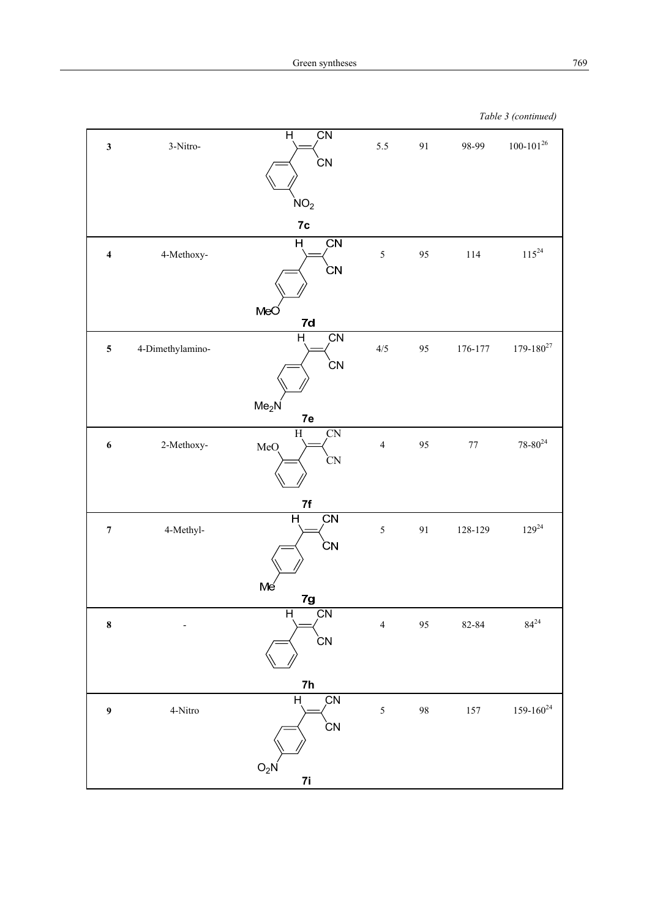*Table 3 (continued)*

| | | | | | | |
|---|---|---|---|---|---|---|
| **3** | 3-Nitro- | **7c** | 5.5 | 91 | 98-99 | 100-101[26] |
| **4** | 4-Methoxy- | **7d** | 5 | 95 | 114 | 115[24] |
| **5** | 4-Dimethylamino- | **7e** | 4/5 | 95 | 176-177 | 179-180[27] |
| **6** | 2-Methoxy- | **7f** | 4 | 95 | 77 | 78-80[24] |
| **7** | 4-Methyl- | **7g** | 5 | 91 | 128-129 | 129[24] |
| **8** | - | **7h** | 4 | 95 | 82-84 | 84[24] |
| **9** | 4-Nitro | **7i** | 5 | 98 | 157 | 159-160[24] |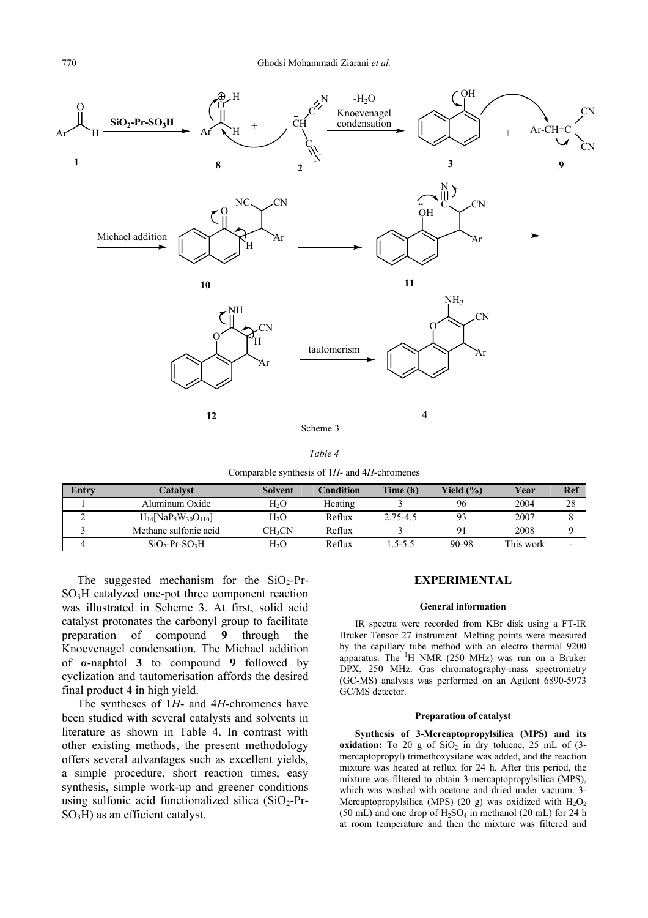Scheme 3

*Table 4*

Comparable synthesis of 1*H*- and 4*H*-chromenes

| Entry | Catalyst | Solvent | Condition | Time (h) | Yield (%) | Year | Ref |
|---|---|---|---|---|---|---|---|
| 1 | Aluminum Oxide | $H_2O$ | Heating | 3 | 96 | 2004 | 28 |
| 2 | $H_{14}[NaP_5W_{30}O_{110}]$ | $H_2O$ | Reflux | 2.75-4.5 | 93 | 2007 | 8 |
| 3 | Methane sulfonic acid | $CH_3CN$ | Reflux | 3 | 91 | 2008 | 9 |
| 4 | $SiO_2$-Pr-$SO_3H$ | $H_2O$ | Reflux | 1.5-5.5 | 90-98 | This work | - |

The suggested mechanism for the $SiO_2$-Pr-$SO_3H$ catalyzed one-pot three component reaction was illustrated in Scheme 3. At first, solid acid catalyst protonates the carbonyl group to facilitate preparation of compound **9** through the Knoevenagel condensation. The Michael addition of α-naphtol **3** to compound **9** followed by cyclization and tautomerisation affords the desired final product **4** in high yield.

The syntheses of 1*H*- and 4*H*-chromenes have been studied with several catalysts and solvents in literature as shown in Table 4. In contrast with other existing methods, the present methodology offers several advantages such as excellent yields, a simple procedure, short reaction times, easy synthesis, simple work-up and greener conditions using sulfonic acid functionalized silica ($SiO_2$-Pr-$SO_3H$) as an efficient catalyst.

## EXPERIMENTAL

### General information

IR spectra were recorded from KBr disk using a FT-IR Bruker Tensor 27 instrument. Melting points were measured by the capillary tube method with an electro thermal 9200 apparatus. The $^1H$ NMR (250 MHz) was run on a Bruker DPX, 250 MHz. Gas chromatography-mass spectrometry (GC-MS) analysis was performed on an Agilent 6890-5973 GC/MS detector.

### Preparation of catalyst

**Synthesis of 3-Mercaptopropylsilica (MPS) and its oxidation:** To 20 g of $SiO_2$ in dry toluene, 25 mL of (3-mercaptopropyl) trimethoxysilane was added, and the reaction mixture was heated at reflux for 24 h. After this period, the mixture was filtered to obtain 3-mercaptopropylsilica (MPS), which was washed with acetone and dried under vacuum. 3-Mercaptopropylsilica (MPS) (20 g) was oxidized with $H_2O_2$ (50 mL) and one drop of $H_2SO_4$ in methanol (20 mL) for 24 h at room temperature and then the mixture was filtered and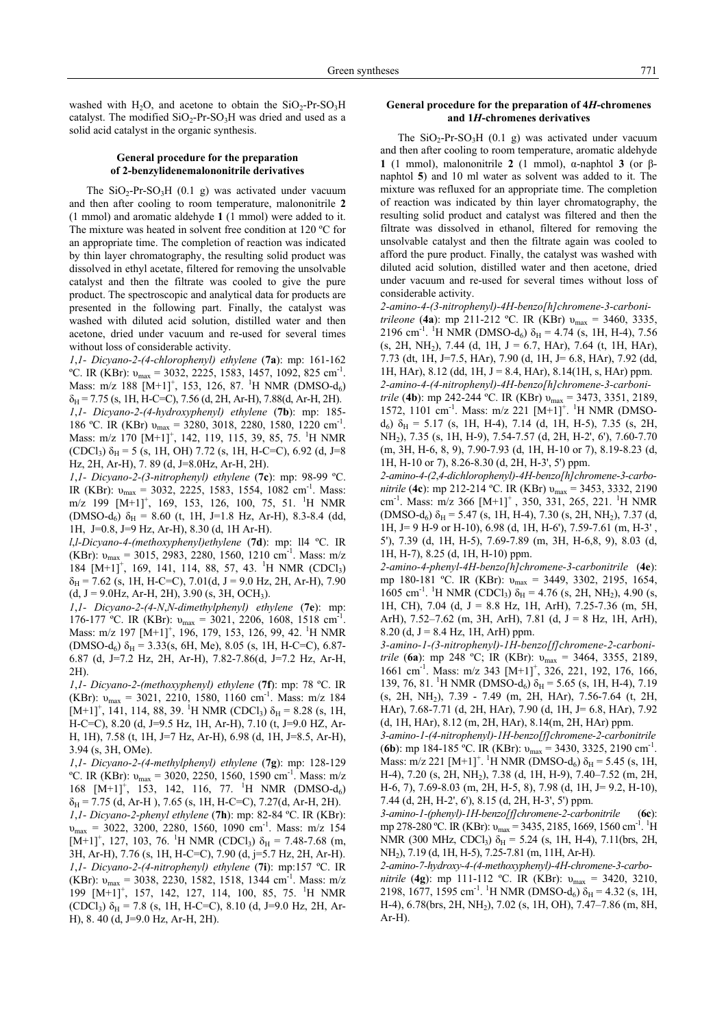washed with $H_2O$, and acetone to obtain the $SiO_2$-Pr-$SO_3H$ catalyst. The modified $SiO_2$-Pr-$SO_3H$ was dried and used as a solid acid catalyst in the organic synthesis.

### General procedure for the preparation of 2-benzylidenemalononitrile derivatives

The $SiO_2$-Pr-$SO_3H$ (0.1 g) was activated under vacuum and then after cooling to room temperature, malononitrile **2** (1 mmol) and aromatic aldehyde **1** (1 mmol) were added to it. The mixture was heated in solvent free condition at 120 ºC for an appropriate time. The completion of reaction was indicated by thin layer chromatography, the resulting solid product was dissolved in ethyl acetate, filtered for removing the unsolvable catalyst and then the filtrate was cooled to give the pure product. The spectroscopic and analytical data for products are presented in the following part. Finally, the catalyst was washed with diluted acid solution, distilled water and then acetone, dried under vacuum and re-used for several times without loss of considerable activity.

*1,1- Dicyano-2-(4-chlorophenyl) ethylene* (**7a**): mp: 161-162 ºC. IR (KBr): $\upsilon_{max}$ = 3032, 2225, 1583, 1457, 1092, 825 cm$^{-1}$. Mass: m/z 188 $[M+1]^+$, 153, 126, 87. $^1$H NMR (DMSO-d$_6$) $\delta_H$ = 7.75 (s, 1H, H-C=C), 7.56 (d, 2H, Ar-H), 7.88(d, Ar-H, 2H).

*1,1- Dicyano-2-(4-hydroxyphenyl) ethylene* (**7b**): mp: 185-186 ºC. IR (KBr) $\upsilon_{max}$ = 3280, 3018, 2280, 1580, 1220 cm$^{-1}$. Mass: m/z 170 $[M+1]^+$, 142, 119, 115, 39, 85, 75. $^1$H NMR (CDCl$_3$) $\delta_H$ = 5 (s, 1H, OH) 7.72 (s, 1H, H-C=C), 6.92 (d, J=8 Hz, 2H, Ar-H), 7. 89 (d, J=8.0Hz, Ar-H, 2H).

*1,1- Dicyano-2-(3-nitrophenyl) ethylene* (**7c**): mp: 98-99 ºC. IR (KBr): $\upsilon_{max}$ = 3032, 2225, 1583, 1554, 1082 cm$^{-1}$. Mass: m/z 199 $[M+1]^+$, 169, 153, 126, 100, 75, 51. $^1$H NMR (DMSO-d$_6$) $\delta_H$ = 8.60 (t, 1H, J=1.8 Hz, Ar-H), 8.3-8.4 (dd, 1H, J=0.8, J=9 Hz, Ar-H), 8.30 (d, 1H Ar-H).

*l,l-Dicyano-4-(methoxyphenyl)ethylene* (**7d**): mp: ll4 ºC. IR (KBr): $\upsilon_{max}$ = 3015, 2983, 2280, 1560, 1210 cm$^{-1}$. Mass: m/z 184 $[M+1]^+$, 169, 141, 114, 88, 57, 43. $^1$H NMR (CDCl$_3$) $\delta_H$ = 7.62 (s, 1H, H-C=C), 7.01(d, J = 9.0 Hz, 2H, Ar-H), 7.90 (d, J = 9.0Hz, Ar-H, 2H), 3.90 (s, 3H, OCH$_3$).

*1,1- Dicyano-2-(4-N,N-dimethylphenyl) ethylene* (**7e**): mp: 176-177 ºC. IR (KBr): $\upsilon_{max}$ = 3021, 2206, 1608, 1518 cm$^{-1}$. Mass: m/z 197 $[M+1]^+$, 196, 179, 153, 126, 99, 42. $^1$H NMR (DMSO-d$_6$) $\delta_H$ = 3.33(s, 6H, Me), 8.05 (s, 1H, H-C=C), 6.87-6.87 (d, J=7.2 Hz, 2H, Ar-H), 7.82-7.86(d, J=7.2 Hz, Ar-H, 2H).

*1,1- Dicyano-2-(methoxyphenyl) ethylene* (**7f**): mp: 78 ºC. IR (KBr): $\upsilon_{max}$ = 3021, 2210, 1580, 1160 cm$^{-1}$. Mass: m/z 184 $[M+1]^+$, 141, 114, 88, 39. $^1$H NMR (CDCl$_3$) $\delta_H$ = 8.28 (s, 1H, H-C=C), 8.20 (d, J=9.5 Hz, 1H, Ar-H), 7.10 (t, J=9.0 HZ, Ar-H, 1H), 7.58 (t, 1H, J=7 Hz, Ar-H), 6.98 (d, 1H, J=8.5, Ar-H), 3.94 (s, 3H, OMe).

*1,1- Dicyano-2-(4-methylphenyl) ethylene* (**7g**): mp: 128-129 ºC. IR (KBr): $\upsilon_{max}$ = 3020, 2250, 1560, 1590 cm$^{-1}$. Mass: m/z 168 $[M+1]^+$, 153, 142, 116, 77. $^1$H NMR (DMSO-d$_6$) $\delta_H$ = 7.75 (d, Ar-H ), 7.65 (s, 1H, H-C=C), 7.27(d, Ar-H, 2H).

*1,1- Dicyano-2-phenyl ethylene* (**7h**): mp: 82-84 ºC. IR (KBr): $\upsilon_{max}$ = 3022, 3200, 2280, 1560, 1090 cm$^{-1}$. Mass: m/z 154 $[M+1]^+$, 127, 103, 76. $^1$H NMR (CDCl$_3$) $\delta_H$ = 7.48-7.68 (m, 3H, Ar-H), 7.76 (s, 1H, H-C=C), 7.90 (d, j=5.7 Hz, 2H, Ar-H).

*1,1- Dicyano-2-(4-nitrophenyl) ethylene* (**7i**): mp:157 ºC. IR (KBr): $\upsilon_{max}$ = 3038, 2230, 1582, 1518, 1344 cm$^{-1}$. Mass: m/z 199 $[M+1]^+$, 157, 142, 127, 114, 100, 85, 75. $^1$H NMR (CDCl$_3$) $\delta_H$ = 7.8 (s, 1H, H-C=C), 8.10 (d, J=9.0 Hz, 2H, Ar-H), 8. 40 (d, J=9.0 Hz, Ar-H, 2H).

### General procedure for the preparation of 4*H*-chromenes and 1*H*-chromenes derivatives

The $SiO_2$-Pr-$SO_3H$ (0.1 g) was activated under vacuum and then after cooling to room temperature, aromatic aldehyde **1** (1 mmol), malononitrile **2** (1 mmol), α-naphtol **3** (or β-naphtol **5**) and 10 ml water as solvent was added to it. The mixture was refluxed for an appropriate time. The completion of reaction was indicated by thin layer chromatography, the resulting solid product and catalyst was filtered and then the filtrate was dissolved in ethanol, filtered for removing the unsolvable catalyst and then the filtrate again was cooled to afford the pure product. Finally, the catalyst was washed with diluted acid solution, distilled water and then acetone, dried under vacuum and re-used for several times without loss of considerable activity.

*2-amino-4-(3-nitrophenyl)-4H-benzo[h]chromene-3-carbonitrileone* (**4a**): mp 211-212 ºC. IR (KBr) $\upsilon_{max}$ = 3460, 3335, 2196 cm$^{-1}$. $^1$H NMR (DMSO-d$_6$) $\delta_H$ = 4.74 (s, 1H, H-4), 7.56 (s, 2H, NH$_2$), 7.44 (d, 1H, J = 6.7, HAr), 7.64 (t, 1H, HAr), 7.73 (dt, 1H, J=7.5, HAr), 7.90 (d, 1H, J= 6.8, HAr), 7.92 (dd, 1H, HAr), 8.12 (dd, 1H, J = 8.4, HAr), 8.14(1H, s, HAr) ppm.

*2-amino-4-(4-nitrophenyl)-4H-benzo[h]chromene-3-carbonitrile* (**4b**): mp 242-244 ºC. IR (KBr) $\upsilon_{max}$ = 3473, 3351, 2189, 1572, 1101 cm$^{-1}$. Mass: m/z 221 $[M+1]^+$. $^1$H NMR (DMSO-d$_6$) $\delta_H$ = 5.17 (s, 1H, H-4), 7.14 (d, 1H, H-5), 7.35 (s, 2H, NH$_2$), 7.35 (s, 1H, H-9), 7.54-7.57 (d, 2H, H-2', 6'), 7.60-7.70 (m, 3H, H-6, 8, 9), 7.90-7.93 (d, 1H, H-10 or 7), 8.19-8.23 (d, 1H, H-10 or 7), 8.26-8.30 (d, 2H, H-3', 5') ppm.

*2-amino-4-(2,4-dichlorophenyl)-4H-benzo[h]chromene-3-carbonitrile* (**4c**): mp 212-214 ºC. IR (KBr) $\upsilon_{max}$ = 3453, 3332, 2190 cm$^{-1}$. Mass: m/z 366 $[M+1]^+$, 350, 331, 265, 221. $^1$H NMR (DMSO-d$_6$) $\delta_H$ = 5.47 (s, 1H, H-4), 7.30 (s, 2H, NH$_2$), 7.37 (d, 1H, J= 9 H-9 or H-10), 6.98 (d, 1H, H-6'), 7.59-7.61 (m, H-3' , 5'), 7.39 (d, 1H, H-5), 7.69-7.89 (m, 3H, H-6,8, 9), 8.03 (d, 1H, H-7), 8.25 (d, 1H, H-10) ppm.

*2-amino-4-phenyl-4H-benzo[h]chromene-3-carbonitrile* (**4e**): mp 180-181 ºC. IR (KBr): $\upsilon_{max}$ = 3449, 3302, 2195, 1654, 1605 cm$^{-1}$. $^1$H NMR (CDCl$_3$) $\delta_H$ = 4.76 (s, 2H, NH$_2$), 4.90 (s, 1H, CH), 7.04 (d, J = 8.8 Hz, 1H, ArH), 7.25-7.36 (m, 5H, ArH), 7.52-7.62 (m, 3H, ArH), 7.81 (d, J = 8 Hz, 1H, ArH), 8.20 (d, J = 8.4 Hz, 1H, ArH) ppm.

*3-amino-1-(3-nitrophenyl)-1H-benzo[f]chromene-2-carbonitrile* (**6a**): mp 248 ºC; IR (KBr): $\upsilon_{max}$ = 3464, 3355, 2189, 1661 cm$^{-1}$. Mass: m/z 343 $[M+1]^+$, 326, 221, 192, 176, 166, 139, 76, 81. $^1$H NMR (DMSO-d$_6$) $\delta_H$ = 5.65 (s, 1H, H-4), 7.19 (s, 2H, NH$_2$), 7.39 - 7.49 (m, 2H, HAr), 7.56-7.64 (t, 2H, HAr), 7.68-7.71 (d, 2H, HAr), 7.90 (d, 1H, J= 6.8, HAr), 7.92 (d, 1H, HAr), 8.12 (m, 2H, HAr), 8.14(m, 2H, HAr) ppm.

*3-amino-1-(4-nitrophenyl)-1H-benzo[f]chromene-2-carbonitrile* (**6b**): mp 184-185 ºC. IR (KBr): $\upsilon_{max}$ = 3430, 3325, 2190 cm$^{-1}$. Mass: m/z 221 $[M+1]^+$. $^1$H NMR (DMSO-d$_6$) $\delta_H$ = 5.45 (s, 1H, H-4), 7.20 (s, 2H, NH$_2$), 7.38 (d, 1H, H-9), 7.40–7.52 (m, 2H, H-6, 7), 7.69-8.03 (m, 2H, H-5, 8), 7.98 (d, 1H, J= 9.2, H-10), 7.44 (d, 2H, H-2', 6'), 8.15 (d, 2H, H-3', 5') ppm.

*3-amino-1-(phenyl)-1H-benzo[f]chromene-2-carbonitrile* (**6c**): mp 278-280 ºC. IR (KBr): $\upsilon_{max}$ = 3435, 2185, 1669, 1560 cm$^{-1}$. $^1$H NMR (300 MHz, CDCl$_3$) $\delta_H$ = 5.24 (s, 1H, H-4), 7.11(brs, 2H, NH$_2$), 7.19 (d, 1H, H-5), 7.25-7.81 (m, 11H, Ar-H).

*2-amino-7-hydroxy-4-(4-methoxyphenyl)-4H-chromene-3-carbonitrile* (**4g**): mp 111-112 ºC. IR (KBr): $\upsilon_{max}$ = 3420, 3210, 2198, 1677, 1595 cm$^{-1}$. $^1$H NMR (DMSO-d$_6$) $\delta_H$ = 4.32 (s, 1H, H-4), 6.78(brs, 2H, NH$_2$), 7.02 (s, 1H, OH), 7.47–7.86 (m, 8H, Ar-H).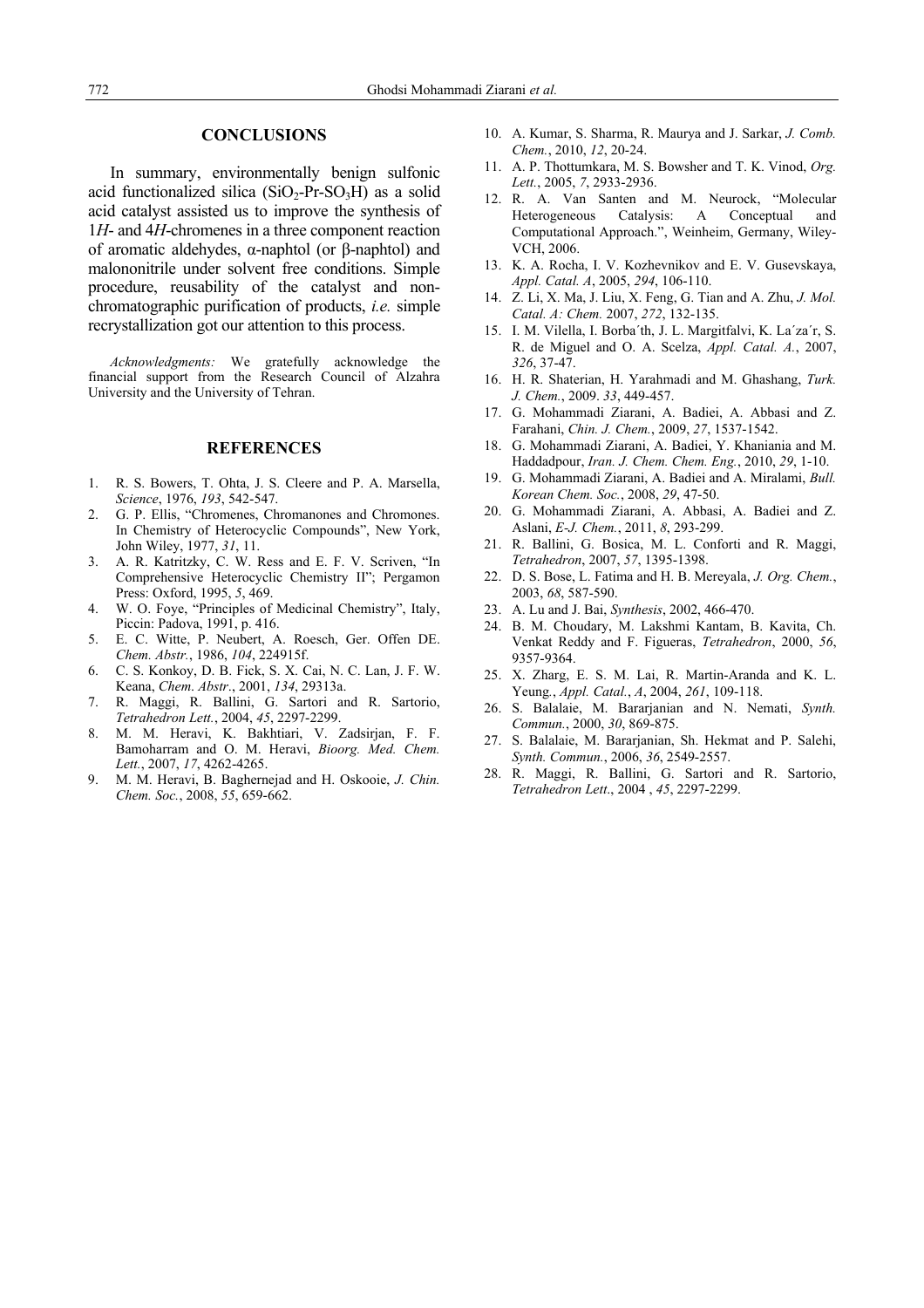## CONCLUSIONS

In summary, environmentally benign sulfonic acid functionalized silica ($SiO_2$-Pr-$SO_3H$) as a solid acid catalyst assisted us to improve the synthesis of 1*H*- and 4*H*-chromenes in a three component reaction of aromatic aldehydes, α-naphtol (or β-naphtol) and malononitrile under solvent free conditions. Simple procedure, reusability of the catalyst and non-chromatographic purification of products, *i.e.* simple recrystallization got our attention to this process.

*Acknowledgments:* We gratefully acknowledge the financial support from the Research Council of Alzahra University and the University of Tehran.

## REFERENCES

1. R. S. Bowers, T. Ohta, J. S. Cleere and P. A. Marsella, *Science*, 1976, *193*, 542-547.
2. G. P. Ellis, "Chromenes, Chromanones and Chromones. In Chemistry of Heterocyclic Compounds", New York, John Wiley, 1977, *31*, 11.
3. A. R. Katritzky, C. W. Ress and E. F. V. Scriven, "In Comprehensive Heterocyclic Chemistry II"; Pergamon Press: Oxford, 1995, *5*, 469.
4. W. O. Foye, "Principles of Medicinal Chemistry", Italy, Piccin: Padova, 1991, p. 416.
5. E. C. Witte, P. Neubert, A. Roesch, Ger. Offen DE. *Chem. Abstr.*, 1986, *104*, 224915f.
6. C. S. Konkoy, D. B. Fick, S. X. Cai, N. C. Lan, J. F. W. Keana, *Chem. Abstr.*, 2001, *134*, 29313a.
7. R. Maggi, R. Ballini, G. Sartori and R. Sartorio, *Tetrahedron Lett.*, 2004, *45*, 2297-2299.
8. M. M. Heravi, K. Bakhtiari, V. Zadsirjan, F. F. Bamoharram and O. M. Heravi, *Bioorg. Med. Chem. Lett.*, 2007, *17*, 4262-4265.
9. M. M. Heravi, B. Baghernejad and H. Oskooie, *J. Chin. Chem. Soc.*, 2008, *55*, 659-662.
10. A. Kumar, S. Sharma, R. Maurya and J. Sarkar, *J. Comb. Chem.*, 2010, *12*, 20-24.
11. A. P. Thottumkara, M. S. Bowsher and T. K. Vinod, *Org. Lett.*, 2005, *7*, 2933-2936.
12. R. A. Van Santen and M. Neurock, "Molecular Heterogeneous Catalysis: A Conceptual and Computational Approach.", Weinheim, Germany, Wiley-VCH, 2006.
13. K. A. Rocha, I. V. Kozhevnikov and E. V. Gusevskaya, *Appl. Catal. A*, 2005, *294*, 106-110.
14. Z. Li, X. Ma, J. Liu, X. Feng, G. Tian and A. Zhu, *J. Mol. Catal. A: Chem.* 2007, *272*, 132-135.
15. I. M. Vilella, I. Borba´th, J. L. Margitfalvi, K. La´za´r, S. R. de Miguel and O. A. Scelza, *Appl. Catal. A.*, 2007, *326*, 37-47.
16. H. R. Shaterian, H. Yarahmadi and M. Ghashang, *Turk. J. Chem.*, 2009. *33*, 449-457.
17. G. Mohammadi Ziarani, A. Badiei, A. Abbasi and Z. Farahani, *Chin. J. Chem.*, 2009, *27*, 1537-1542.
18. G. Mohammadi Ziarani, A. Badiei, Y. Khaniania and M. Haddadpour, *Iran. J. Chem. Chem. Eng.*, 2010, *29*, 1-10.
19. G. Mohammadi Ziarani, A. Badiei and A. Miralami, *Bull. Korean Chem. Soc.*, 2008, *29*, 47-50.
20. G. Mohammadi Ziarani, A. Abbasi, A. Badiei and Z. Aslani, *E-J. Chem.*, 2011, *8*, 293-299.
21. R. Ballini, G. Bosica, M. L. Conforti and R. Maggi, *Tetrahedron*, 2007, *57*, 1395-1398.
22. D. S. Bose, L. Fatima and H. B. Mereyala, *J. Org. Chem.*, 2003, *68*, 587-590.
23. A. Lu and J. Bai, *Synthesis*, 2002, 466-470.
24. B. M. Choudary, M. Lakshmi Kantam, B. Kavita, Ch. Venkat Reddy and F. Figueras, *Tetrahedron*, 2000, *56*, 9357-9364.
25. X. Zharg, E. S. M. Lai, R. Martin-Aranda and K. L. Yeung., *Appl. Catal.*, *A*, 2004, *261*, 109-118.
26. S. Balalaie, M. Bararjanian and N. Nemati, *Synth. Commun.*, 2000, *30*, 869-875.
27. S. Balalaie, M. Bararjanian, Sh. Hekmat and P. Salehi, *Synth. Commun.*, 2006, *36*, 2549-2557.
28. R. Maggi, R. Ballini, G. Sartori and R. Sartorio, *Tetrahedron Lett*., 2004 , *45*, 2297-2299.